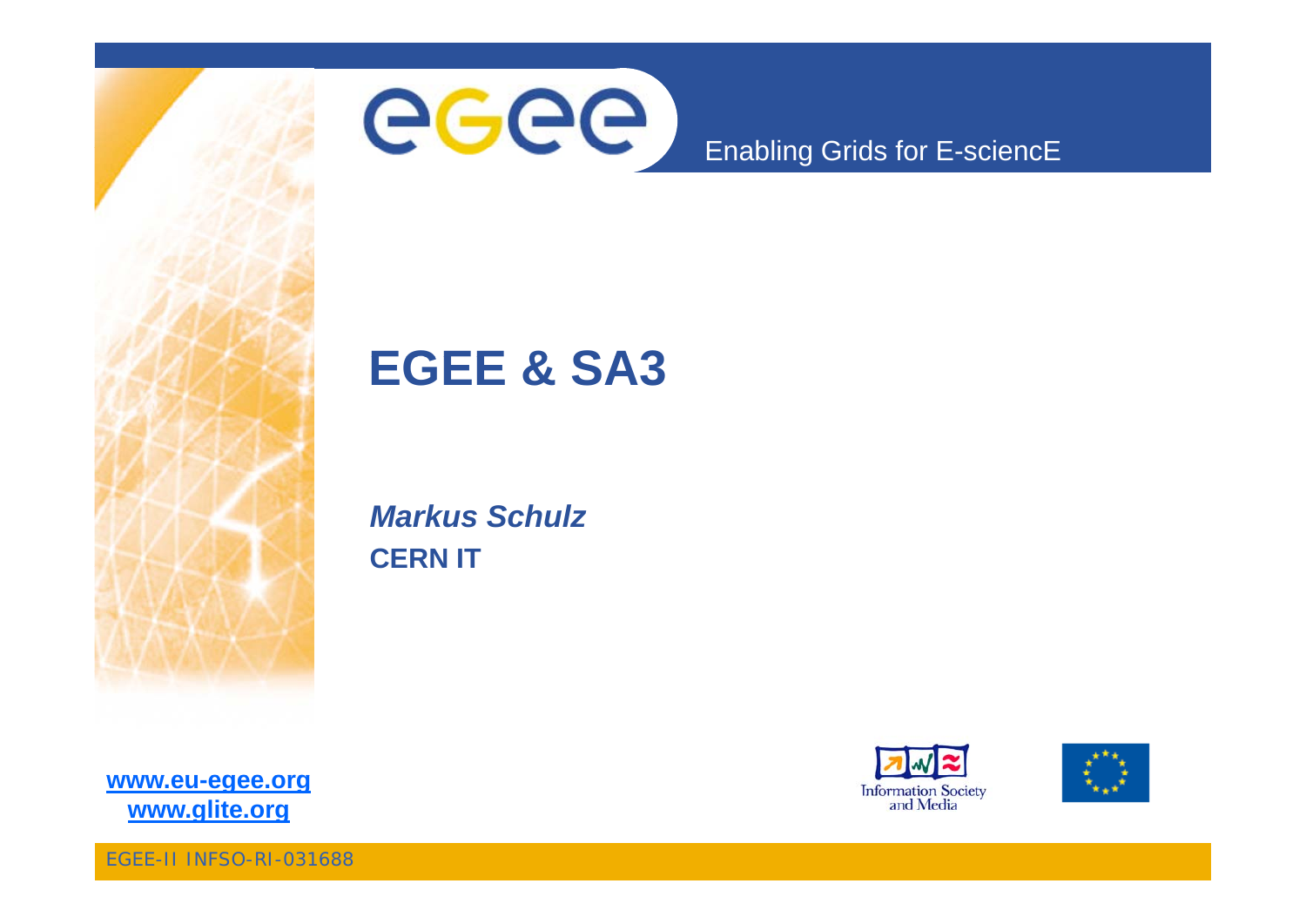Enabling Grids for E-sciencE

# EGEE & SA3

***Markus Schulz***

**CERN IT**

**www.eu-egee.org**
**www.glite.org**

EGEE-II INFSO-RI-031688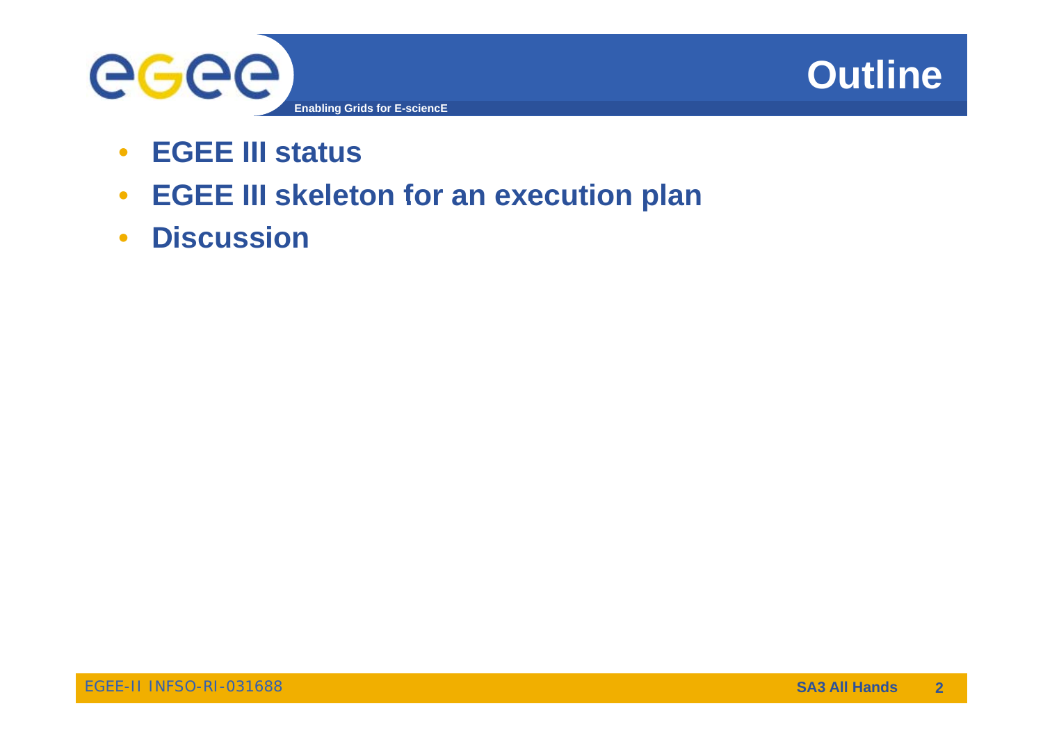# Outline

- **EGEE III status**
- **EGEE III skeleton for an execution plan**
- **Discussion**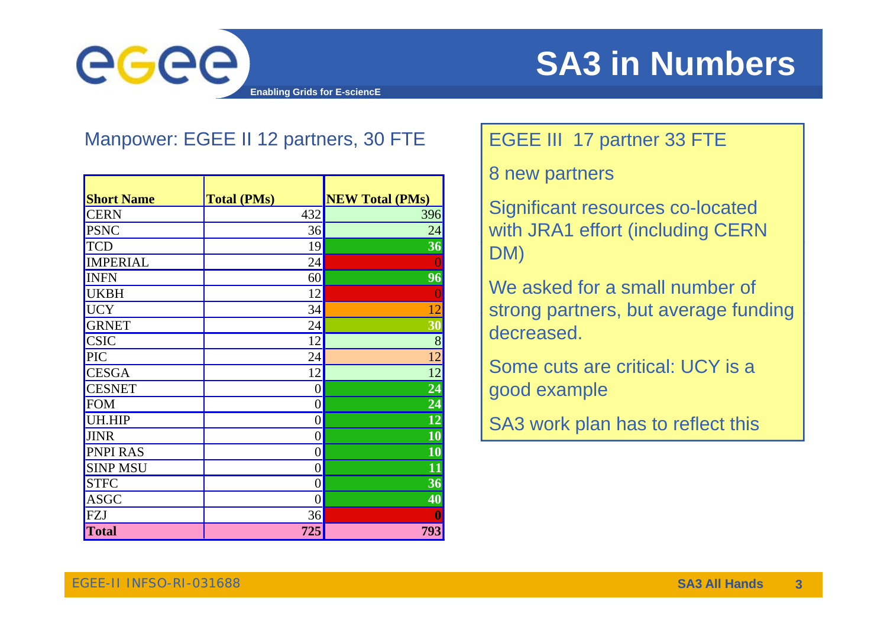# SA3 in Numbers

Manpower: EGEE II 12 partners, 30 FTE

| Short Name | Total (PMs) | NEW Total (PMs) |
|---|---|---|
| CERN | 432 | 396 |
| PSNC | 36 | 24 |
| TCD | 19 | **36** |
| IMPERIAL | 24 | 0 |
| INFN | 60 | **96** |
| UKBH | 12 | 0 |
| UCY | 34 | 12 |
| GRNET | 24 | **30** |
| CSIC | 12 | 8 |
| PIC | 24 | 12 |
| CESGA | 12 | 12 |
| CESNET | 0 | **24** |
| FOM | 0 | **24** |
| UH.HIP | 0 | **12** |
| JINR | 0 | **10** |
| PNPI RAS | 0 | **10** |
| SINP MSU | 0 | **11** |
| STFC | 0 | **36** |
| ASGC | 0 | **40** |
| FZJ | 36 | **0** |
| **Total** | **725** | **793** |

EGEE III 17 partner 33 FTE

8 new partners

Significant resources co-located with JRA1 effort (including CERN DM)

We asked for a small number of strong partners, but average funding decreased.

Some cuts are critical: UCY is a good example

SA3 work plan has to reflect this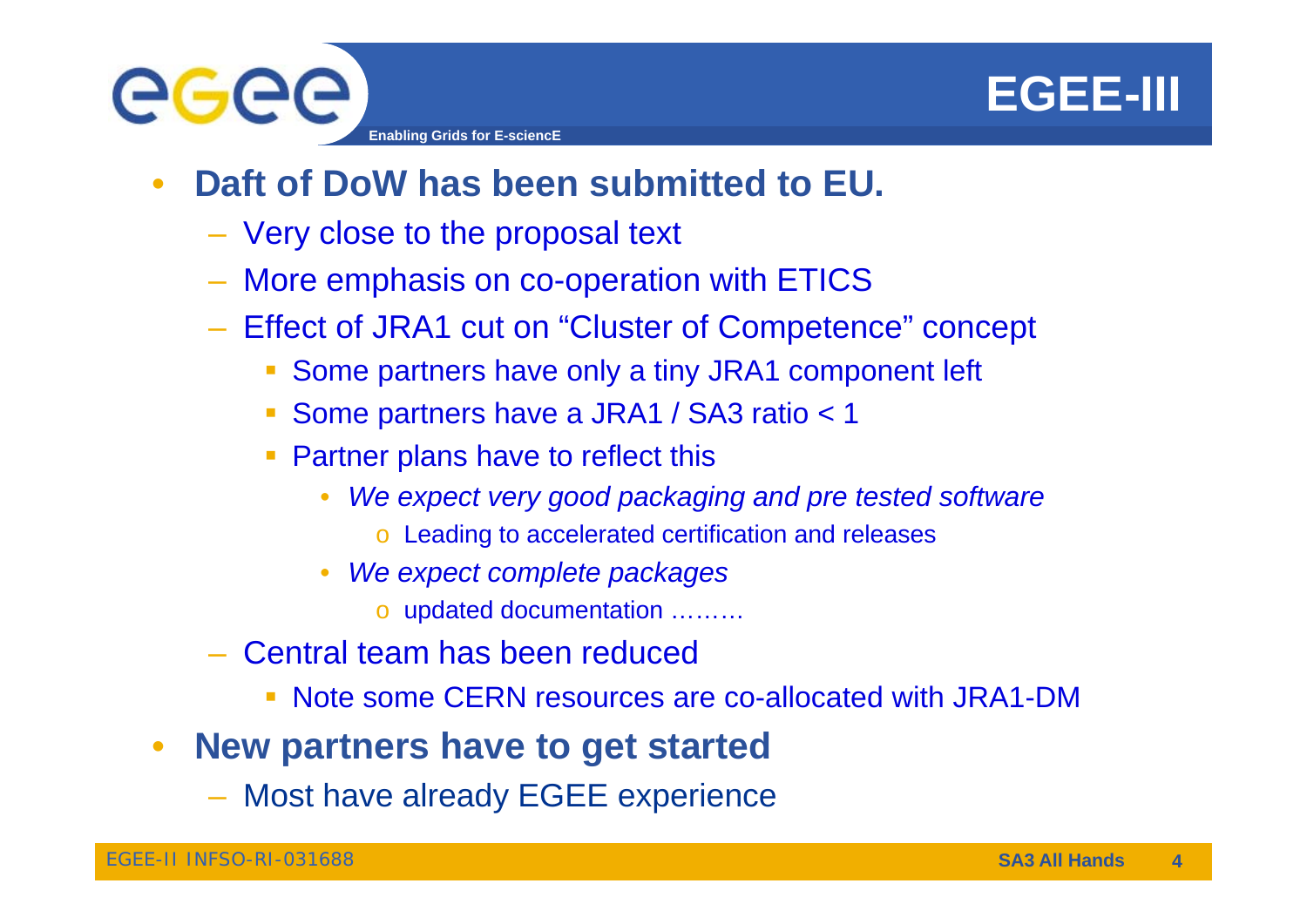# EGEE-III

- **Daft of DoW has been submitted to EU.**
  - Very close to the proposal text
  - More emphasis on co-operation with ETICS
  - Effect of JRA1 cut on “Cluster of Competence” concept
    - Some partners have only a tiny JRA1 component left
    - Some partners have a JRA1 / SA3 ratio < 1
    - Partner plans have to reflect this
      - *We expect very good packaging and pre tested software*
        - Leading to accelerated certification and releases
      - *We expect complete packages*
        - updated documentation ………
  - Central team has been reduced
    - Note some CERN resources are co-allocated with JRA1-DM
- **New partners have to get started**
  - Most have already EGEE experience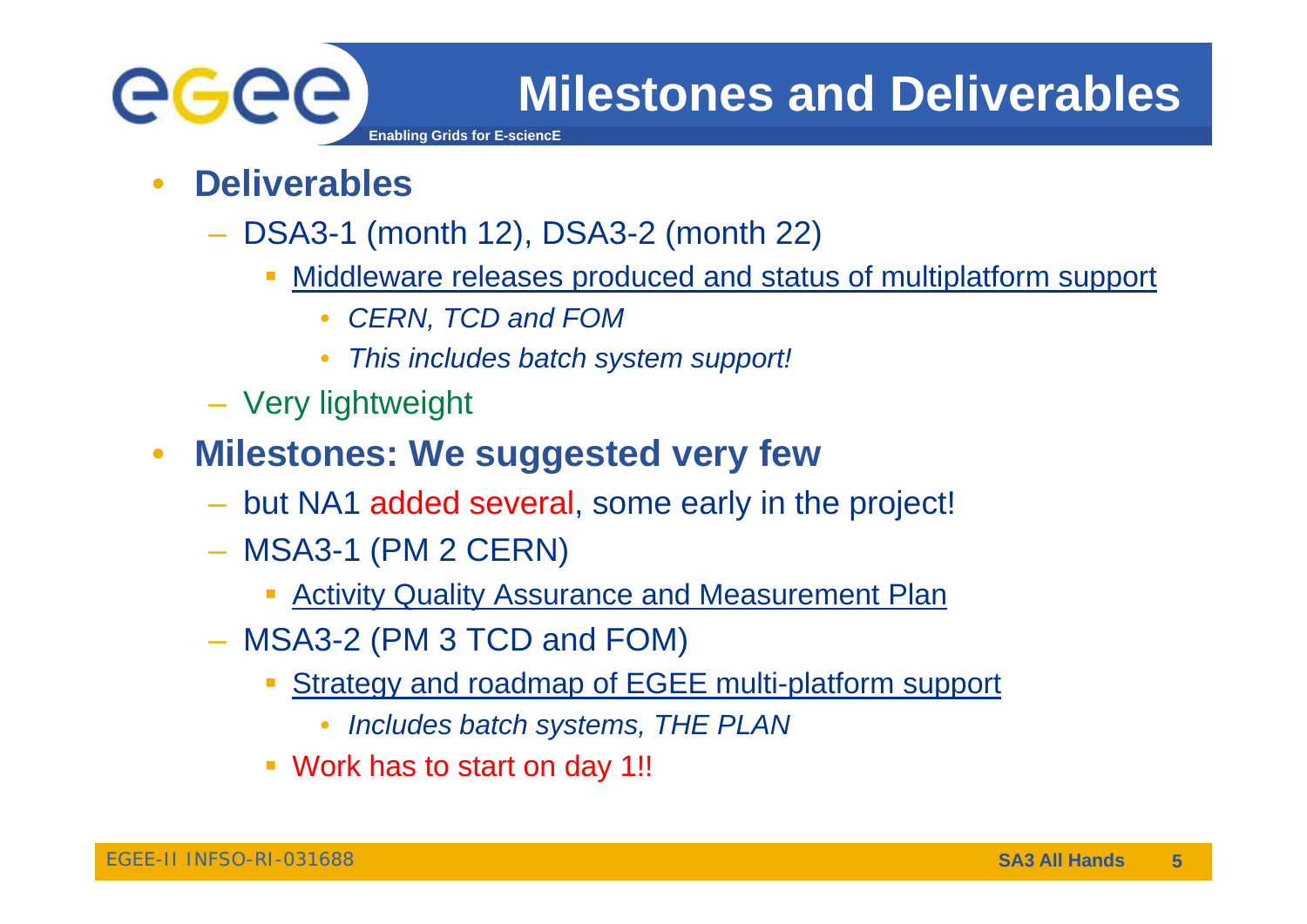# Milestones and Deliverables

- **Deliverables**
  - DSA3-1 (month 12), DSA3-2 (month 22)
    - Middleware releases produced and status of multiplatform support
      - *CERN, TCD and FOM*
      - *This includes batch system support!*
  - Very lightweight
- **Milestones: We suggested very few**
  - but NA1 added several, some early in the project!
  - MSA3-1 (PM 2 CERN)
    - Activity Quality Assurance and Measurement Plan
  - MSA3-2 (PM 3 TCD and FOM)
    - Strategy and roadmap of EGEE multi-platform support
      - *Includes batch systems, THE PLAN*
    - Work has to start on day 1!!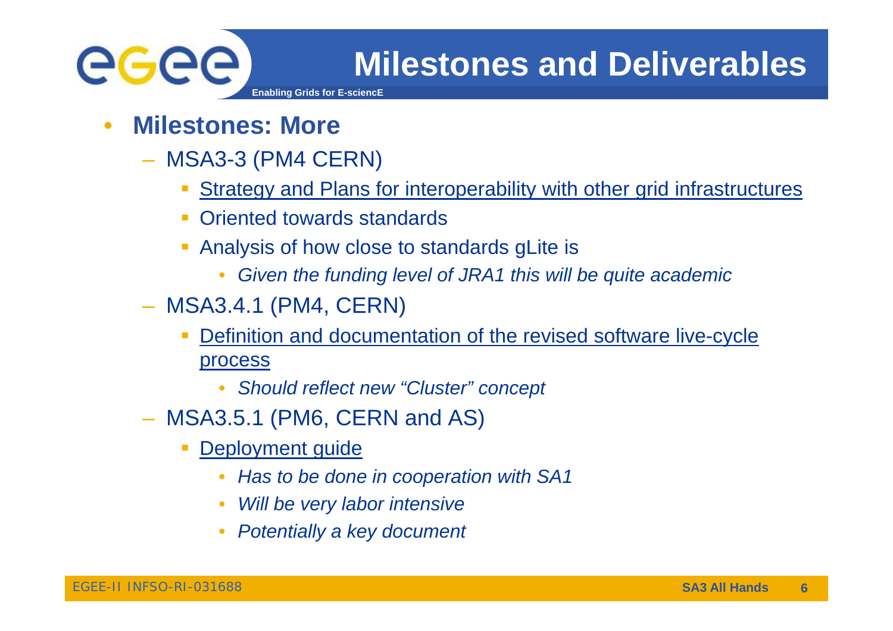# Milestones and Deliverables

- **Milestones: More**
  - MSA3-3 (PM4 CERN)
    - Strategy and Plans for interoperability with other grid infrastructures
    - Oriented towards standards
    - Analysis of how close to standards gLite is
      - *Given the funding level of JRA1 this will be quite academic*
  - MSA3.4.1 (PM4, CERN)
    - Definition and documentation of the revised software live-cycle process
      - *Should reflect new "Cluster" concept*
  - MSA3.5.1 (PM6, CERN and AS)
    - Deployment guide
      - *Has to be done in cooperation with SA1*
      - *Will be very labor intensive*
      - *Potentially a key document*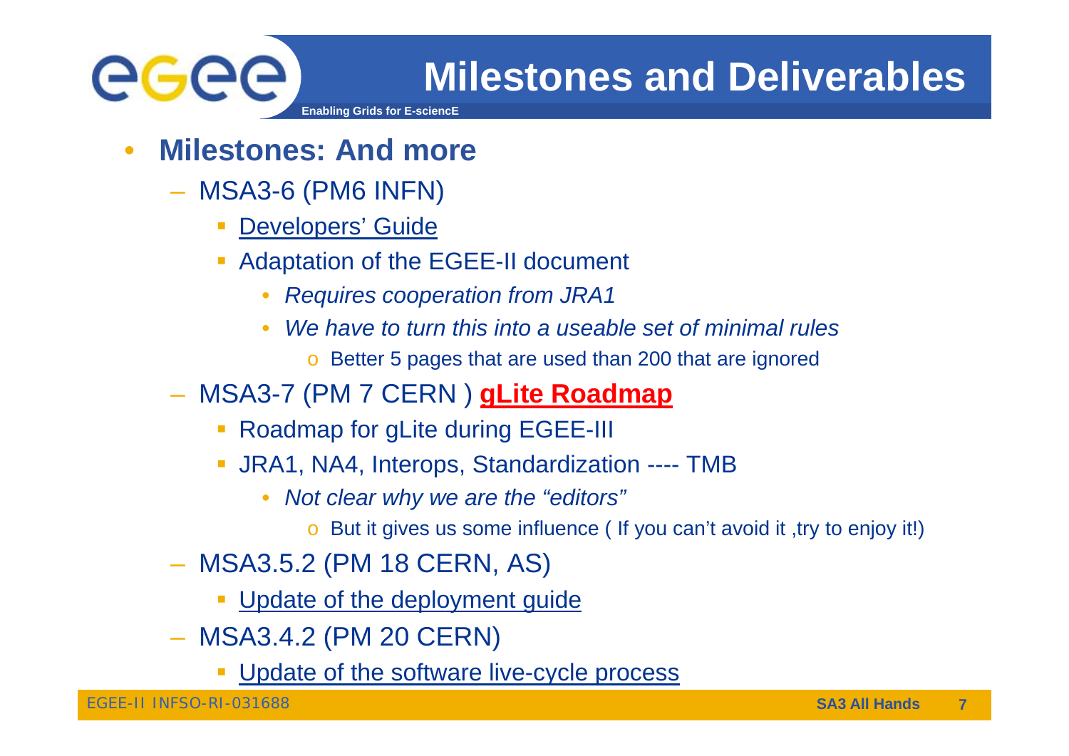# Milestones and Deliverables

- **Milestones: And more**
  - MSA3-6 (PM6 INFN)
    - Developers' Guide
    - Adaptation of the EGEE-II document
      - *Requires cooperation from JRA1*
      - *We have to turn this into a useable set of minimal rules*
        - Better 5 pages that are used than 200 that are ignored
  - MSA3-7 (PM 7 CERN ) **gLite Roadmap**
    - Roadmap for gLite during EGEE-III
    - JRA1, NA4, Interops, Standardization ---- TMB
      - *Not clear why we are the "editors"*
        - But it gives us some influence ( If you can't avoid it ,try to enjoy it!)
  - MSA3.5.2 (PM 18 CERN, AS)
    - Update of the deployment guide
  - MSA3.4.2 (PM 20 CERN)
    - Update of the software live-cycle process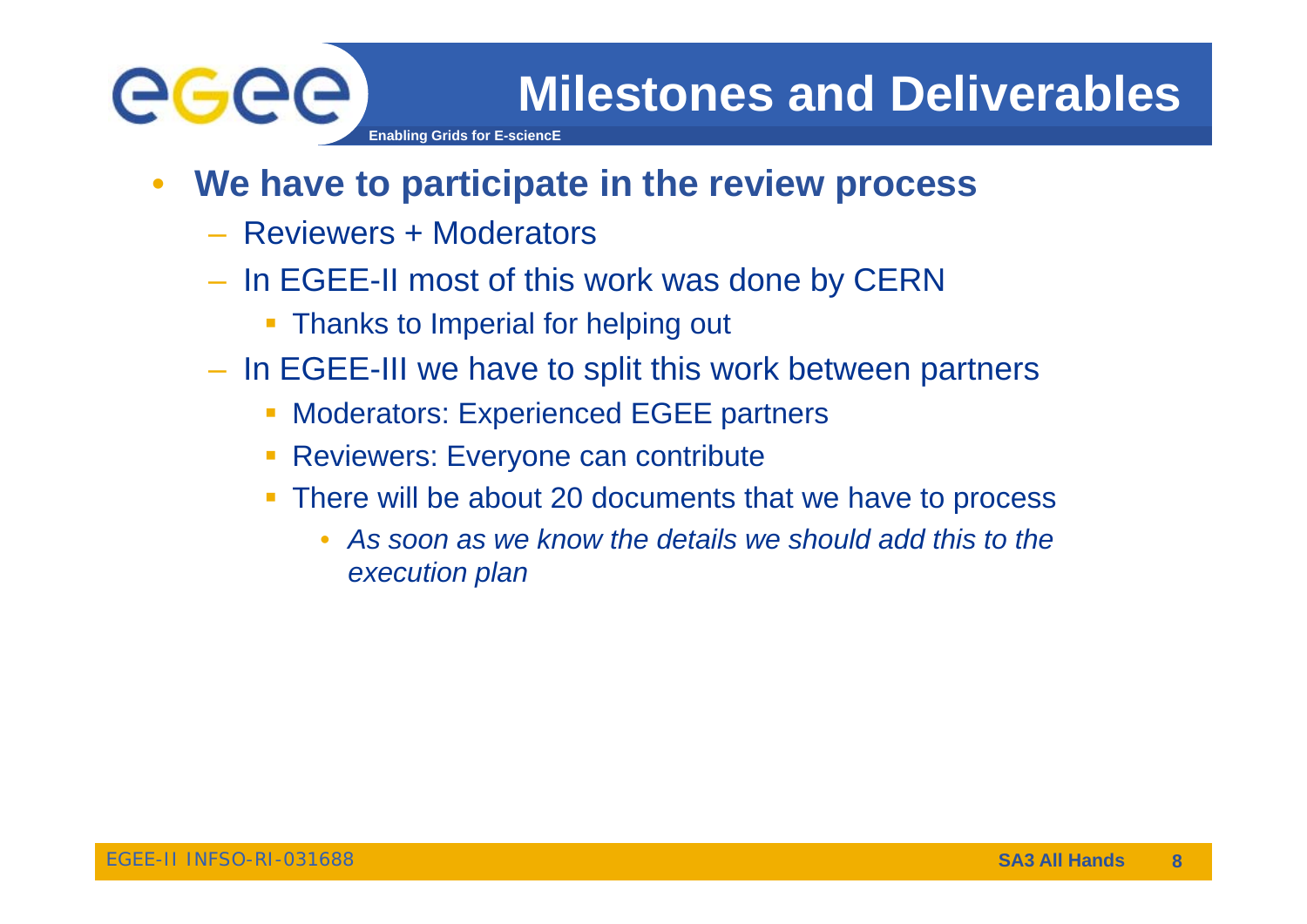# Milestones and Deliverables

- **We have to participate in the review process**
  - Reviewers + Moderators
  - In EGEE-II most of this work was done by CERN
    - Thanks to Imperial for helping out
  - In EGEE-III we have to split this work between partners
    - Moderators: Experienced EGEE partners
    - Reviewers: Everyone can contribute
    - There will be about 20 documents that we have to process
      - *As soon as we know the details we should add this to the execution plan*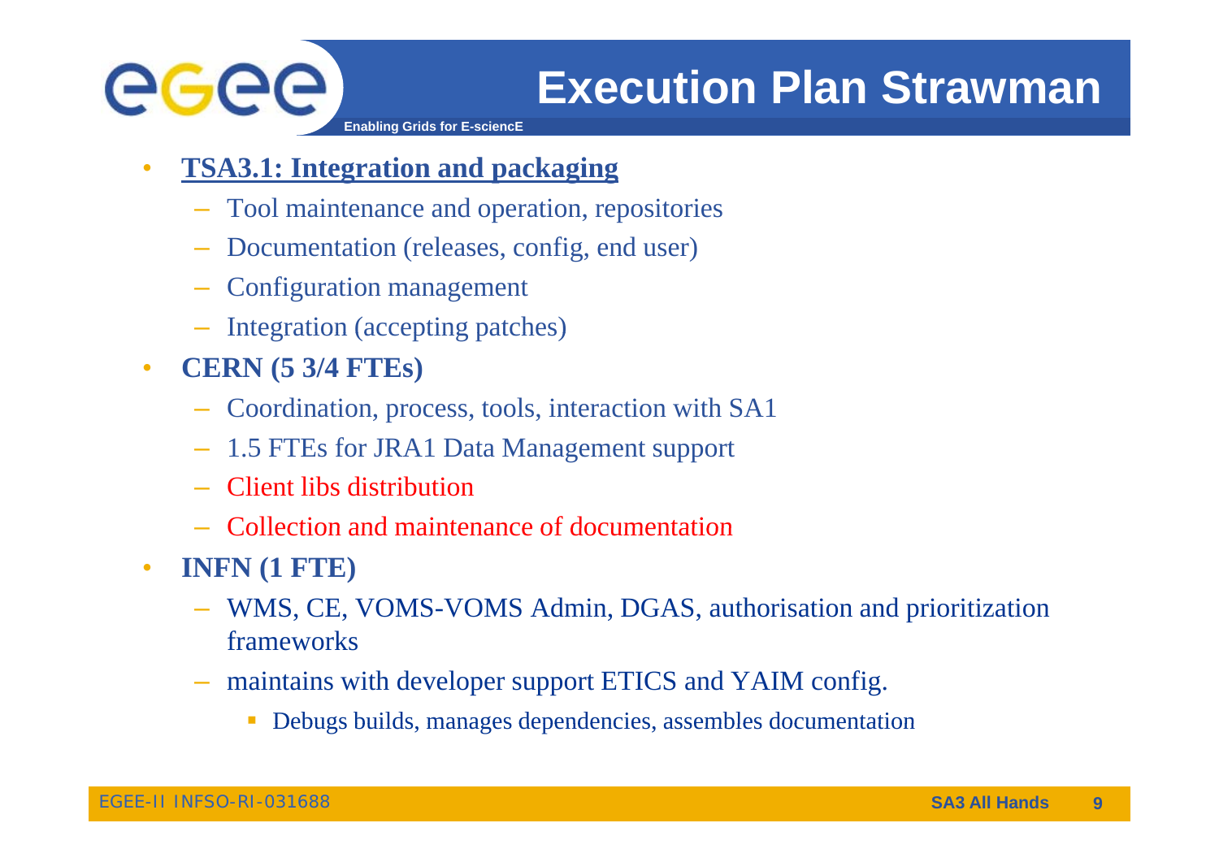# Execution Plan Strawman

- **TSA3.1: Integration and packaging**
  - Tool maintenance and operation, repositories
  - Documentation (releases, config, end user)
  - Configuration management
  - Integration (accepting patches)
- **CERN (5 3/4 FTEs)**
  - Coordination, process, tools, interaction with SA1
  - 1.5 FTEs for JRA1 Data Management support
  - Client libs distribution
  - Collection and maintenance of documentation
- **INFN (1 FTE)**
  - WMS, CE, VOMS-VOMS Admin, DGAS, authorisation and prioritization frameworks
  - maintains with developer support ETICS and YAIM config.
    - Debugs builds, manages dependencies, assembles documentation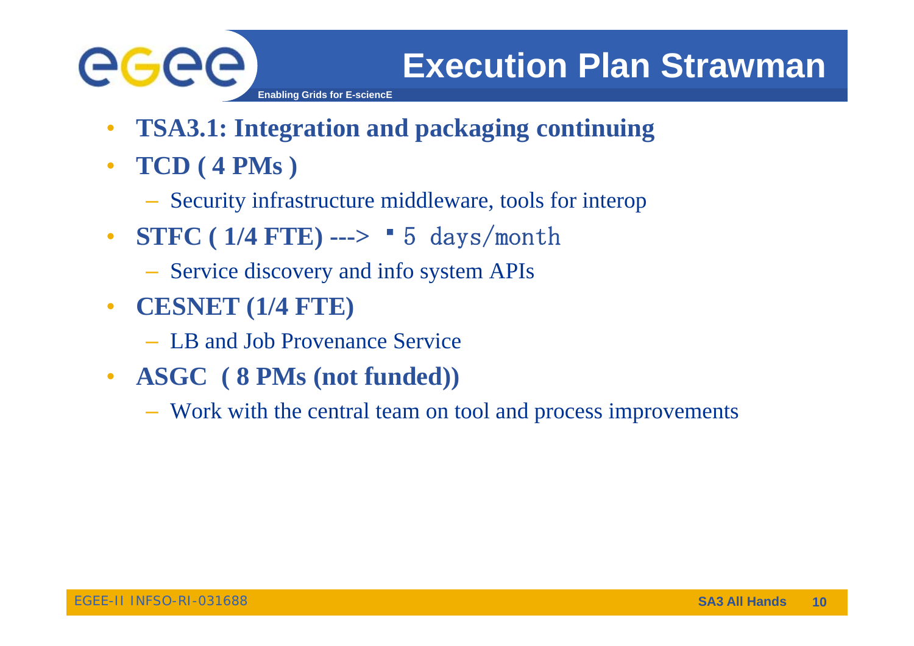# Execution Plan Strawman

- **TSA3.1: Integration and packaging continuing**
- **TCD ( 4 PMs )**
  - Security infrastructure middleware, tools for interop
- **STFC ( 1/4 FTE) --->** ▪5 days/month
  - Service discovery and info system APIs
- **CESNET (1/4 FTE)**
  - LB and Job Provenance Service
- **ASGC ( 8 PMs (not funded))**
  - Work with the central team on tool and process improvements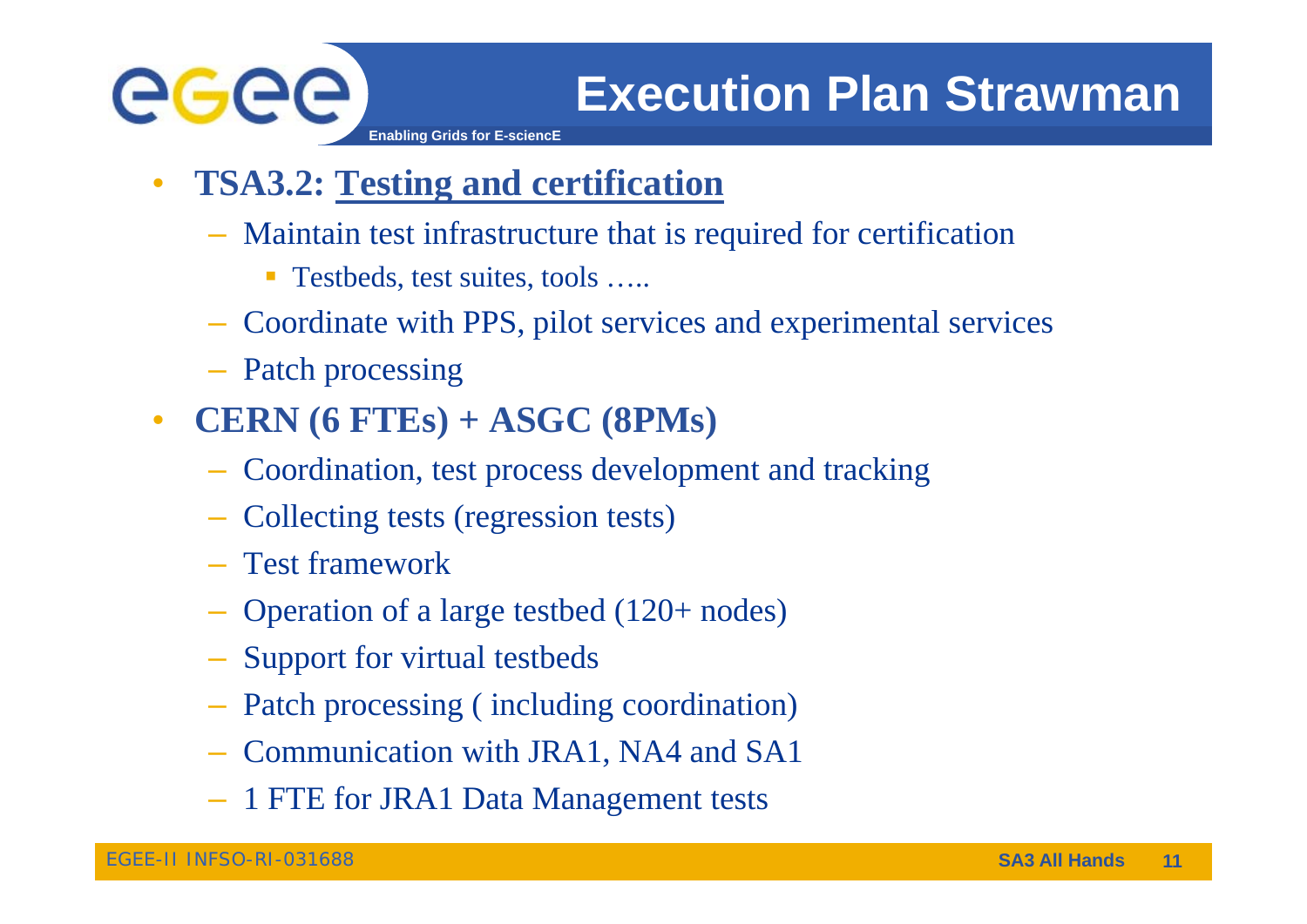# Execution Plan Strawman

- **TSA3.2: Testing and certification**
  - Maintain test infrastructure that is required for certification
    - Testbeds, test suites, tools …..
  - Coordinate with PPS, pilot services and experimental services
  - Patch processing
- **CERN (6 FTEs) + ASGC (8PMs)**
  - Coordination, test process development and tracking
  - Collecting tests (regression tests)
  - Test framework
  - Operation of a large testbed (120+ nodes)
  - Support for virtual testbeds
  - Patch processing ( including coordination)
  - Communication with JRA1, NA4 and SA1
  - 1 FTE for JRA1 Data Management tests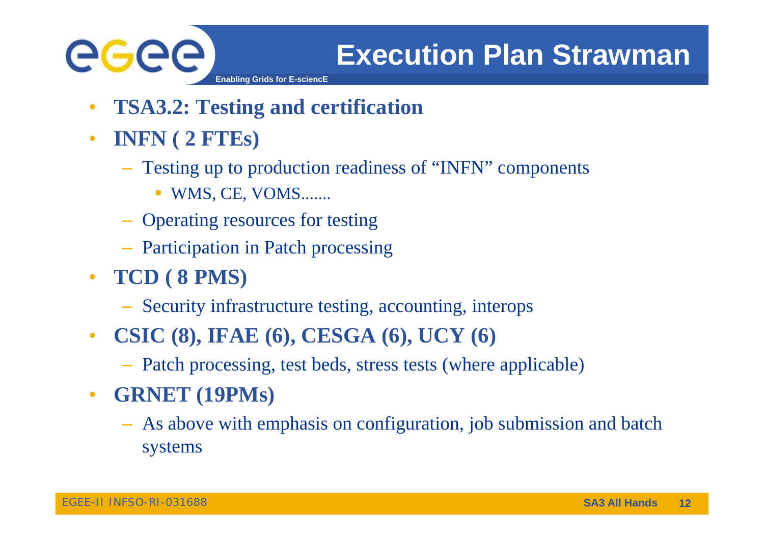# Execution Plan Strawman

- **TSA3.2: Testing and certification**
- **INFN ( 2 FTEs)**
  - Testing up to production readiness of "INFN" components
    - WMS, CE, VOMS.......
  - Operating resources for testing
  - Participation in Patch processing
- **TCD ( 8 PMS)**
  - Security infrastructure testing, accounting, interops
- **CSIC (8), IFAE (6), CESGA (6), UCY (6)**
  - Patch processing, test beds, stress tests (where applicable)
- **GRNET (19PMs)**
  - As above with emphasis on configuration, job submission and batch systems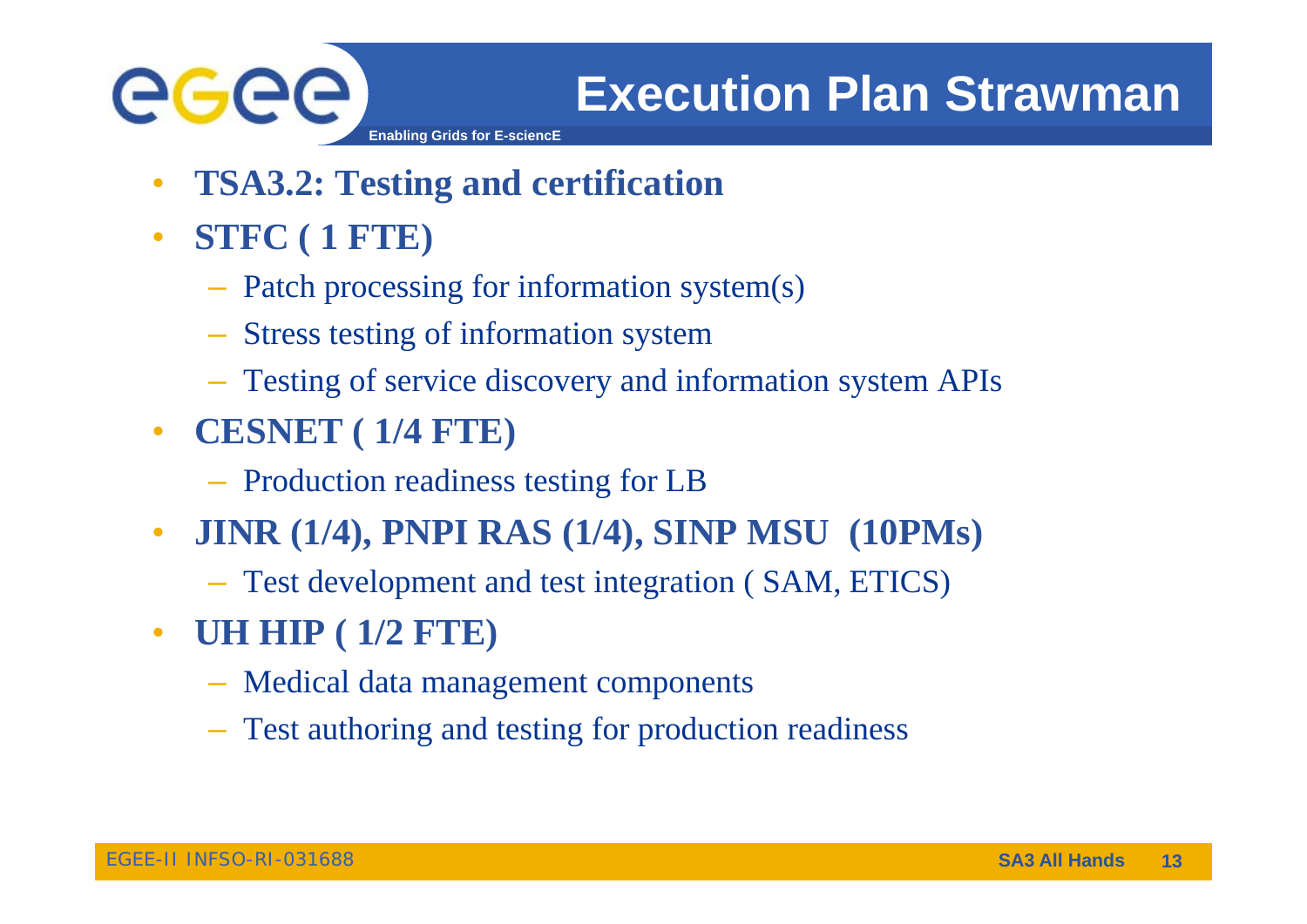# Execution Plan Strawman

- **TSA3.2: Testing and certification**
- **STFC ( 1 FTE)**
  - Patch processing for information system(s)
  - Stress testing of information system
  - Testing of service discovery and information system APIs
- **CESNET ( 1/4 FTE)**
  - Production readiness testing for LB
- **JINR (1/4), PNPI RAS (1/4), SINP MSU (10PMs)**
  - Test development and test integration ( SAM, ETICS)
- **UH HIP ( 1/2 FTE)**
  - Medical data management components
  - Test authoring and testing for production readiness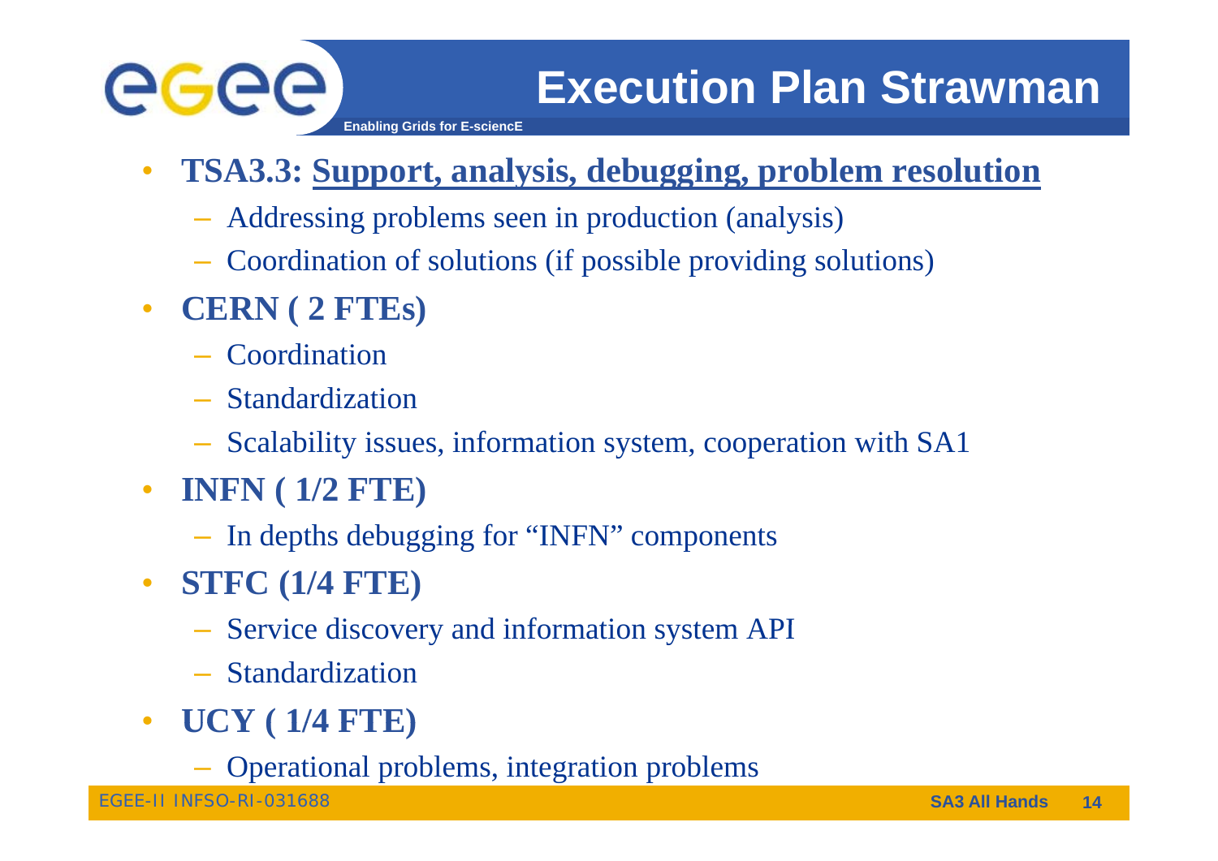# Execution Plan Strawman

- **TSA3.3: Support, analysis, debugging, problem resolution**
  - Addressing problems seen in production (analysis)
  - Coordination of solutions (if possible providing solutions)
- **CERN ( 2 FTEs)**
  - Coordination
  - Standardization
  - Scalability issues, information system, cooperation with SA1
- **INFN ( 1/2 FTE)**
  - In depths debugging for “INFN” components
- **STFC (1/4 FTE)**
  - Service discovery and information system API
  - Standardization
- **UCY ( 1/4 FTE)**
  - Operational problems, integration problems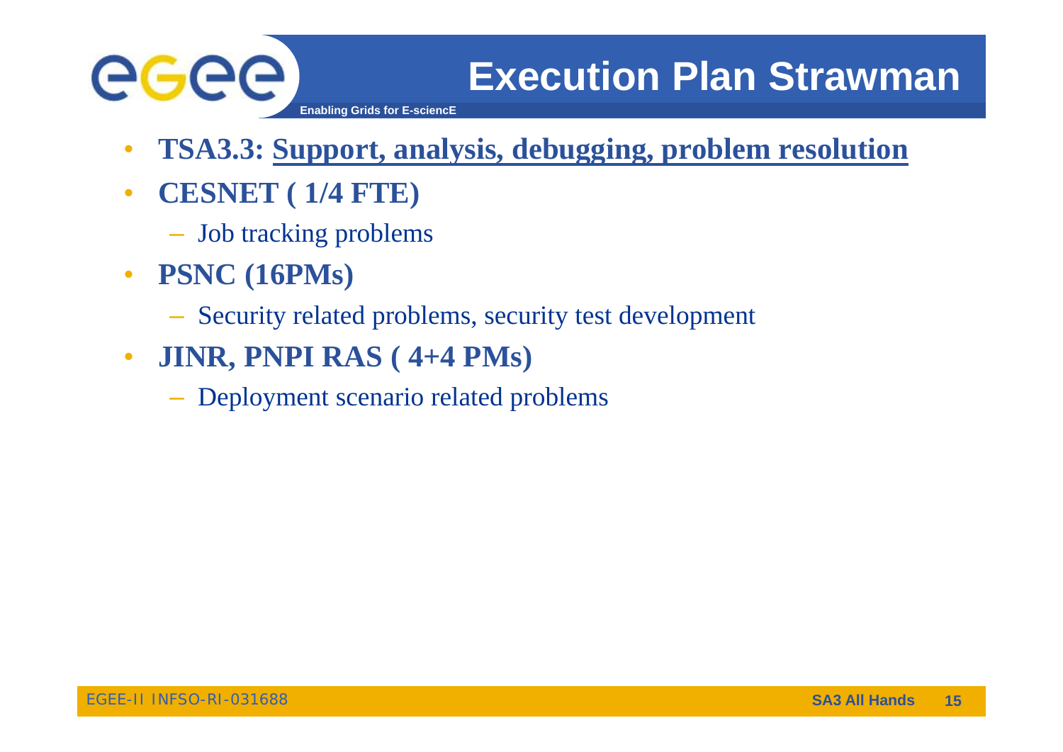# Execution Plan Strawman

- **TSA3.3: Support, analysis, debugging, problem resolution**
- **CESNET ( 1/4 FTE)**
  - Job tracking problems
- **PSNC (16PMs)**
  - Security related problems, security test development
- **JINR, PNPI RAS ( 4+4 PMs)**
  - Deployment scenario related problems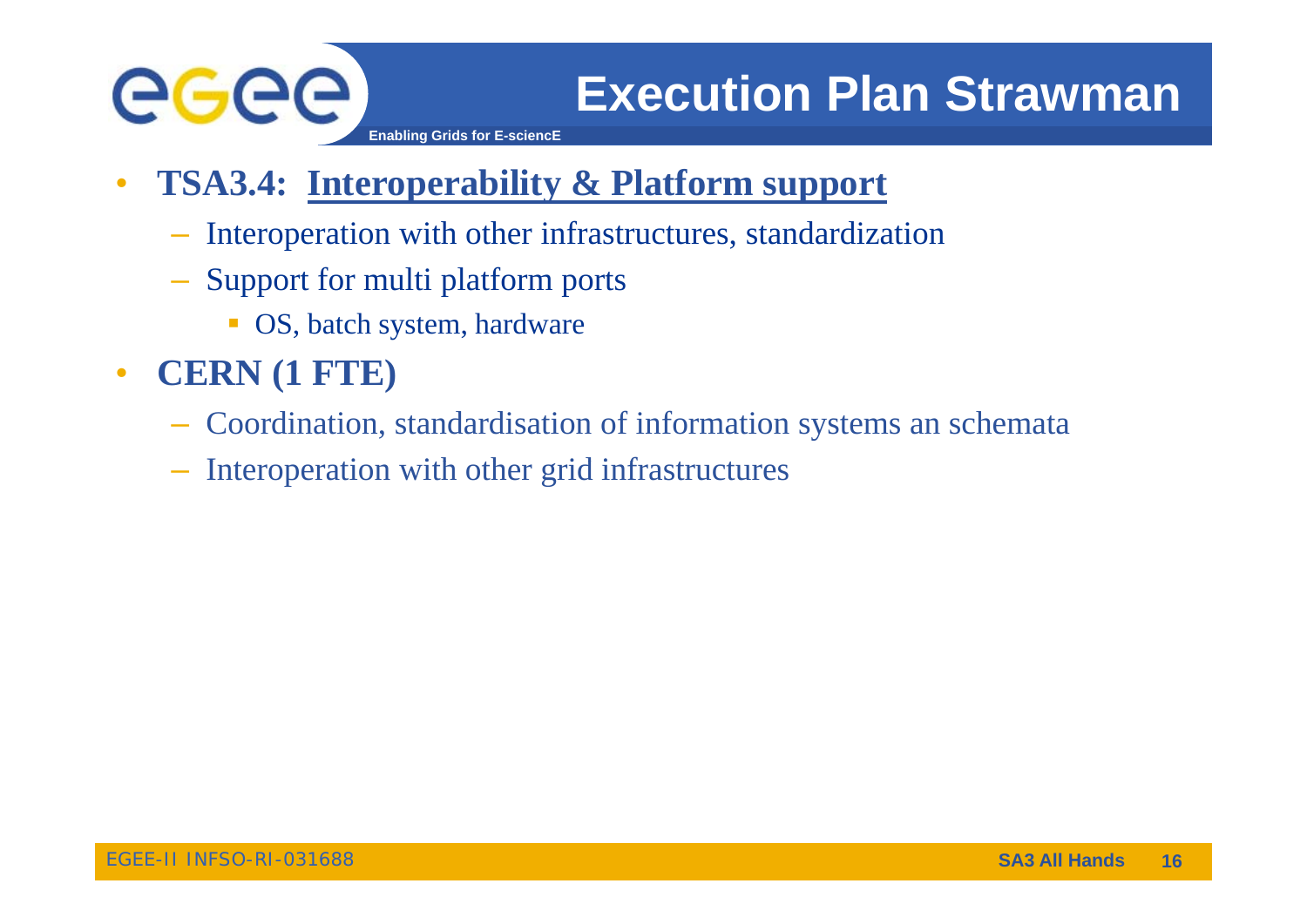# Execution Plan Strawman

- **TSA3.4: <u>Interoperability & Platform support</u>**
  - Interoperation with other infrastructures, standardization
  - Support for multi platform ports
    - OS, batch system, hardware
- **CERN (1 FTE)**
  - Coordination, standardisation of information systems an schemata
  - Interoperation with other grid infrastructures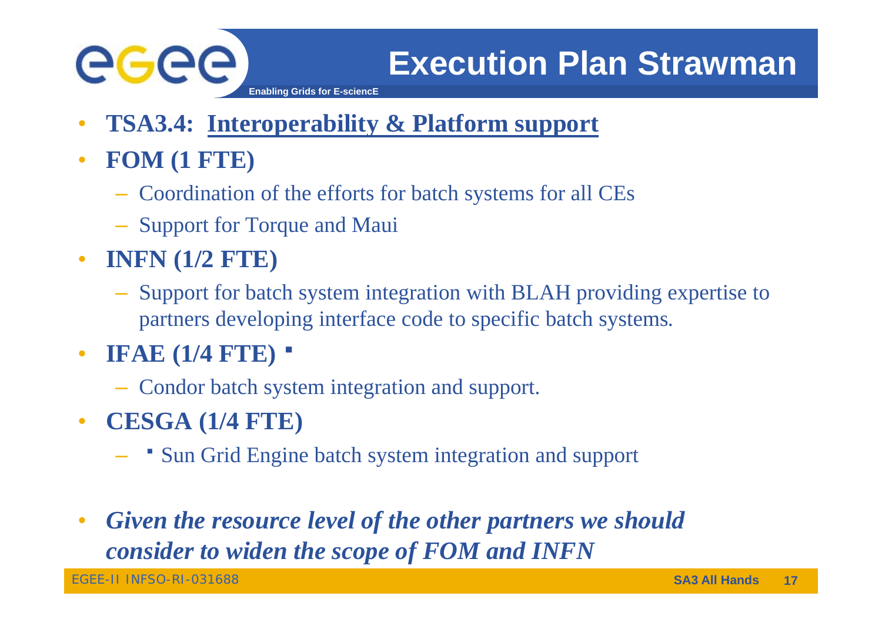# Execution Plan Strawman

- **TSA3.4: Interoperability & Platform support**
- **FOM (1 FTE)**
  - Coordination of the efforts for batch systems for all CEs
  - Support for Torque and Maui
- **INFN (1/2 FTE)**
  - Support for batch system integration with BLAH providing expertise to partners developing interface code to specific batch systems.
- **IFAE (1/4 FTE)**
  - Condor batch system integration and support.
- **CESGA (1/4 FTE)**
  - Sun Grid Engine batch system integration and support

- ***Given the resource level of the other partners we should consider to widen the scope of FOM and INFN***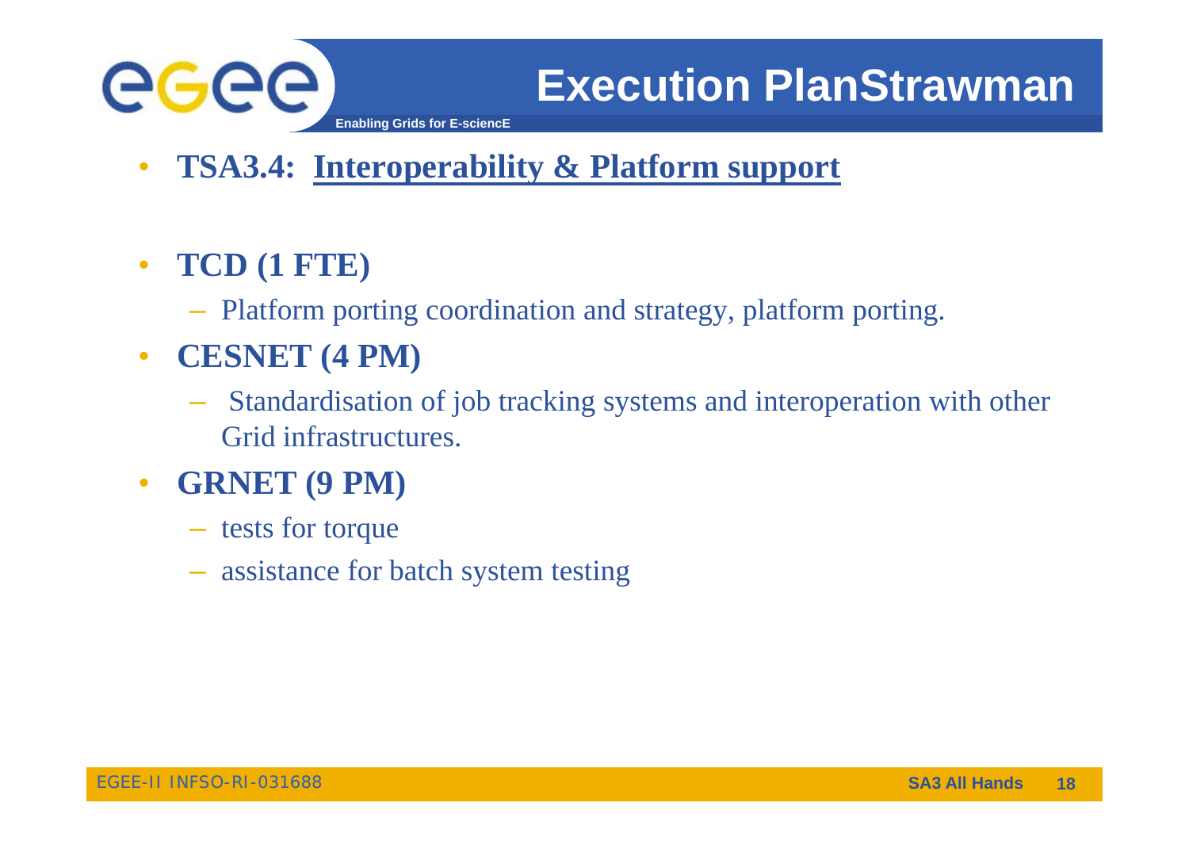# Execution PlanStrawman

- **TSA3.4: Interoperability & Platform support**

- **TCD (1 FTE)**
  - Platform porting coordination and strategy, platform porting.
- **CESNET (4 PM)**
  - Standardisation of job tracking systems and interoperation with other Grid infrastructures.
- **GRNET (9 PM)**
  - tests for torque
  - assistance for batch system testing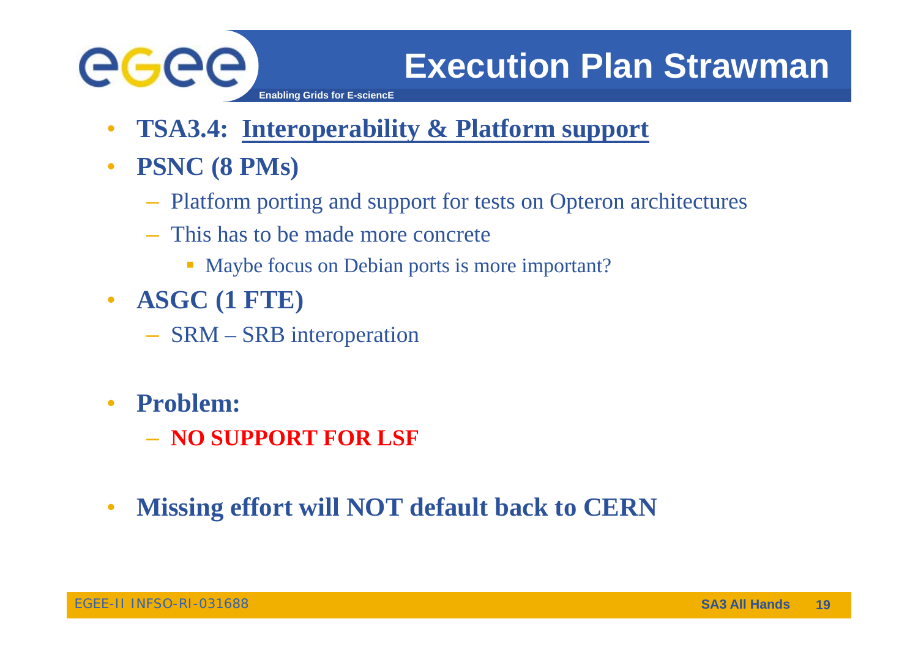# Execution Plan Strawman

- **TSA3.4: Interoperability & Platform support**
- **PSNC (8 PMs)**
  - Platform porting and support for tests on Opteron architectures
  - This has to be made more concrete
    - Maybe focus on Debian ports is more important?
- **ASGC (1 FTE)**
  - SRM – SRB interoperation
- **Problem:**
  - **NO SUPPORT FOR LSF**
- **Missing effort will NOT default back to CERN**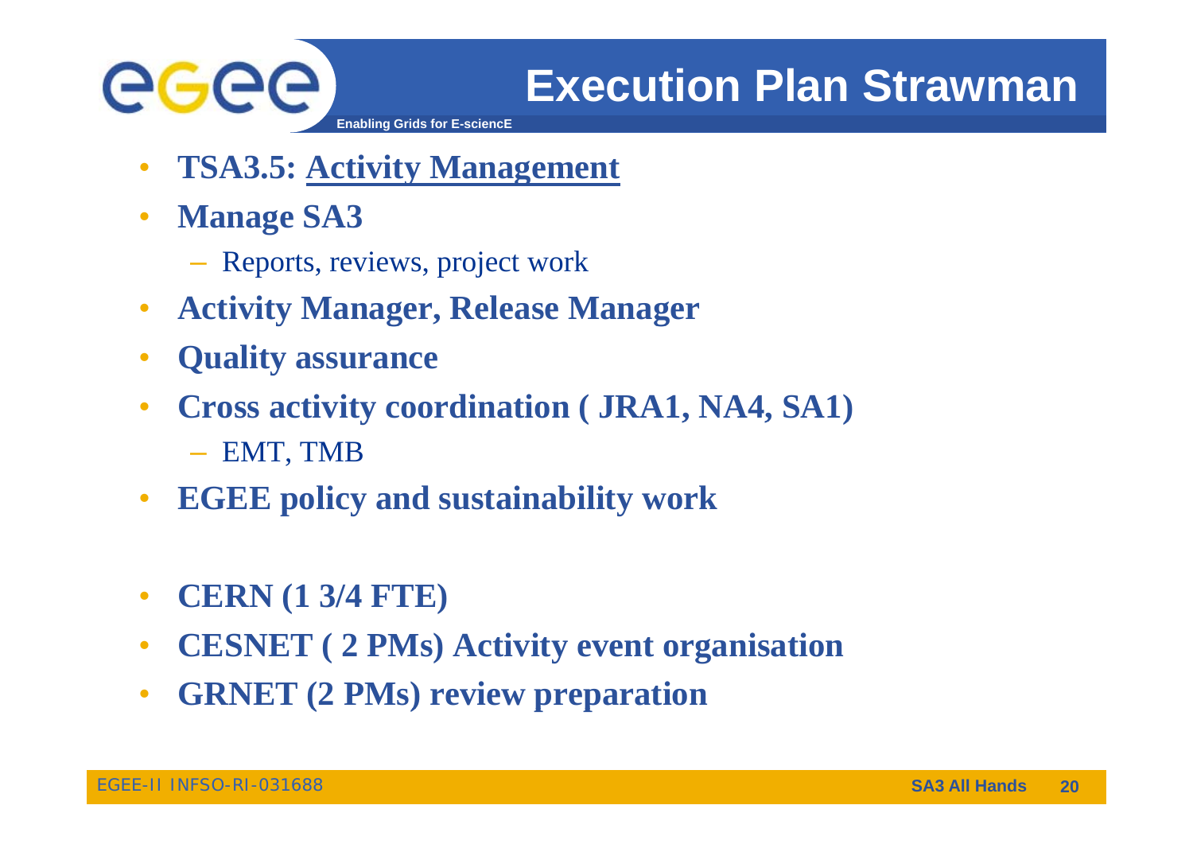# Execution Plan Strawman

- **TSA3.5: Activity Management**
- **Manage SA3**
  - Reports, reviews, project work
- **Activity Manager, Release Manager**
- **Quality assurance**
- **Cross activity coordination ( JRA1, NA4, SA1)**
  - EMT, TMB
- **EGEE policy and sustainability work**

- **CERN (1 3/4 FTE)**
- **CESNET ( 2 PMs) Activity event organisation**
- **GRNET (2 PMs) review preparation**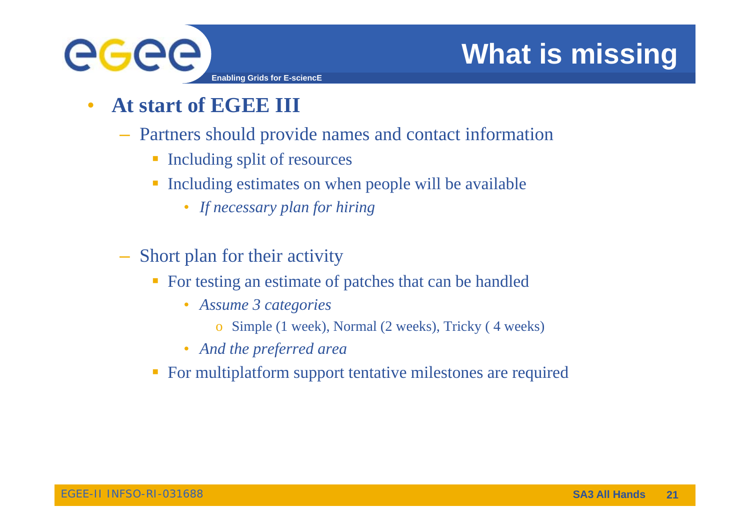# What is missing

- **At start of EGEE III**
  - Partners should provide names and contact information
    - Including split of resources
    - Including estimates on when people will be available
      - *If necessary plan for hiring*
  - Short plan for their activity
    - For testing an estimate of patches that can be handled
      - *Assume 3 categories*
        - Simple (1 week), Normal (2 weeks), Tricky ( 4 weeks)
      - *And the preferred area*
    - For multiplatform support tentative milestones are required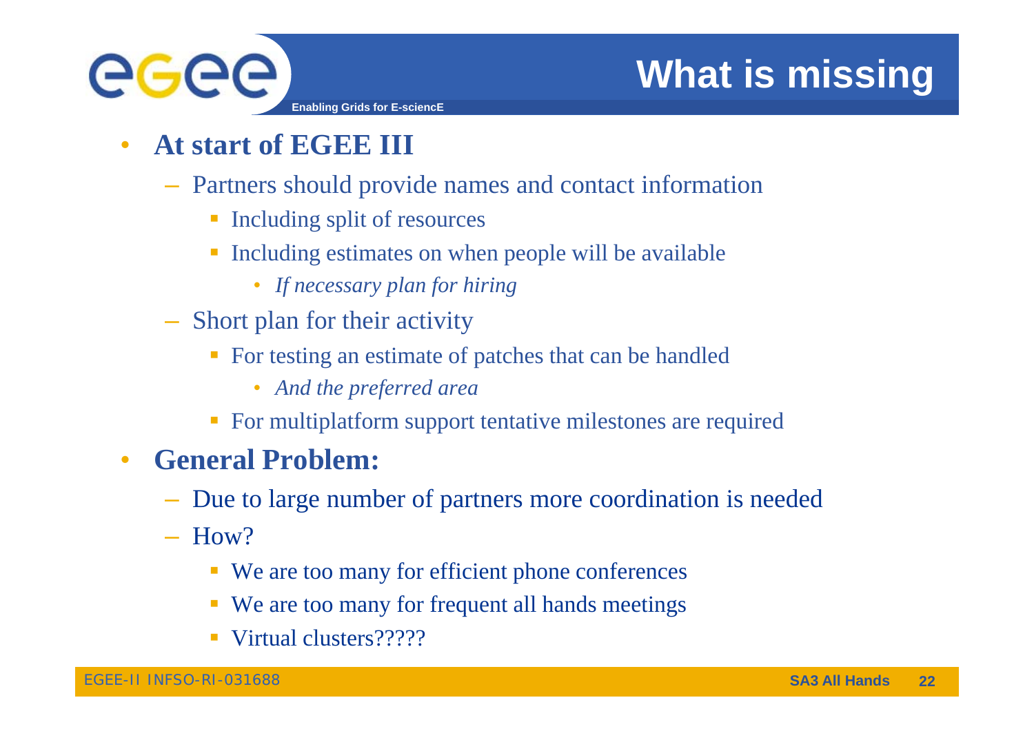# What is missing

- **At start of EGEE III**
  - Partners should provide names and contact information
    - Including split of resources
    - Including estimates on when people will be available
      - *If necessary plan for hiring*
  - Short plan for their activity
    - For testing an estimate of patches that can be handled
      - *And the preferred area*
    - For multiplatform support tentative milestones are required
- **General Problem:**
  - Due to large number of partners more coordination is needed
  - How?
    - We are too many for efficient phone conferences
    - We are too many for frequent all hands meetings
    - Virtual clusters?????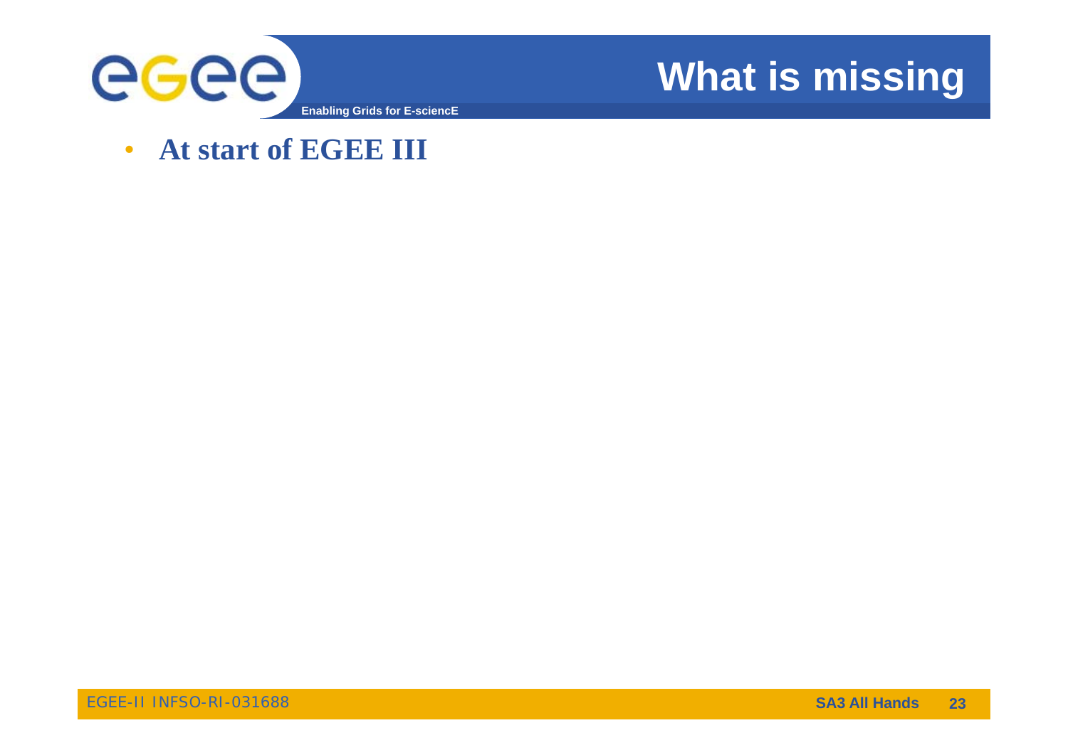# What is missing

- **At start of EGEE III**